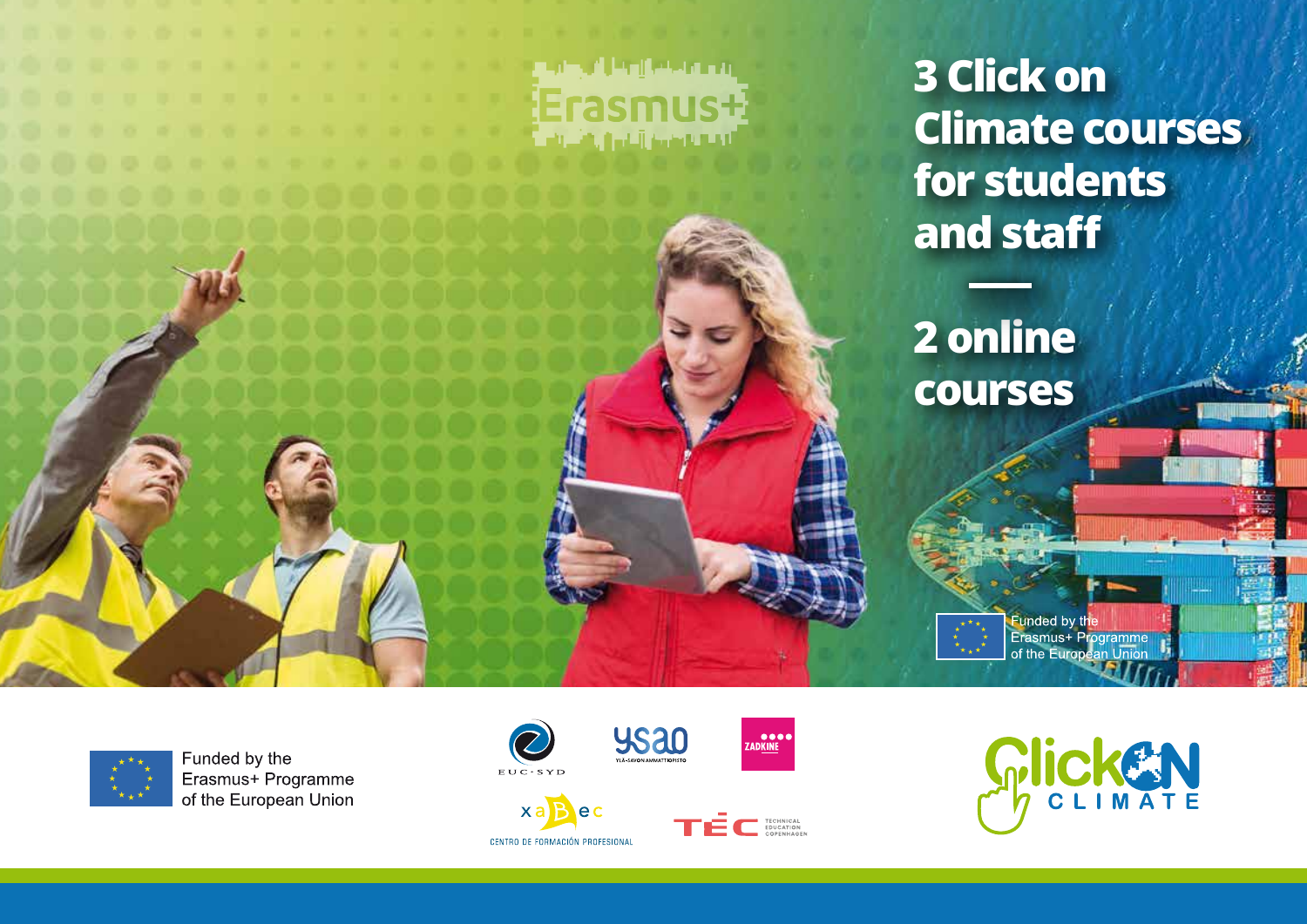Erasmus+

# 3 Click on Climate courses for students and staff

# 2 online courses

Funded by the Erasmus+ Programme of the European Union

Funded by the Erasmus+ Programme of the European Union

EUC·SYD

ysao YLÄ-SAVON AMMATTIOPISTO

ZADKINE

xaBec CENTRO DE FORMACIÓN PROFESIONAL

TEC TECHNICAL EDUCATION COPENHAGEN

ClickON CLIMATE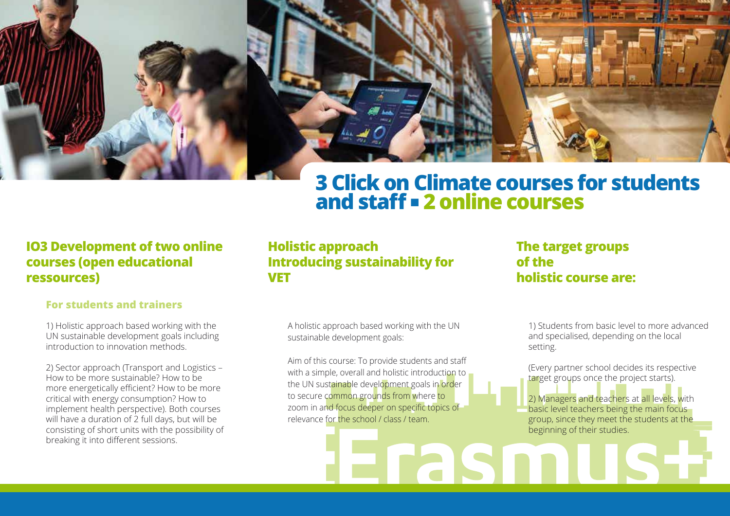# 3 Click on Climate courses for students and staff ▪ 2 online courses

## IO3 Development of two online courses (open educational ressources)

### For students and trainers

1) Holistic approach based working with the UN sustainable development goals including introduction to innovation methods.

2) Sector approach (Transport and Logistics – How to be more sustainable? How to be more energetically efficient? How to be more critical with energy consumption? How to implement health perspective). Both courses will have a duration of 2 full days, but will be consisting of short units with the possibility of breaking it into different sessions.

## Holistic approach Introducing sustainability for VET

A holistic approach based working with the UN sustainable development goals:

Aim of this course: To provide students and staff with a simple, overall and holistic introduction to the UN sustainable development goals in order to secure common grounds from where to zoom in and focus deeper on specific topics of relevance for the school / class / team.

## The target groups of the holistic course are:

1) Students from basic level to more advanced and specialised, depending on the local setting.

(Every partner school decides its respective target groups once the project starts).

2) Managers and teachers at all levels, with basic level teachers being the main focus group, since they meet the students at the beginning of their studies.

Erasmus+